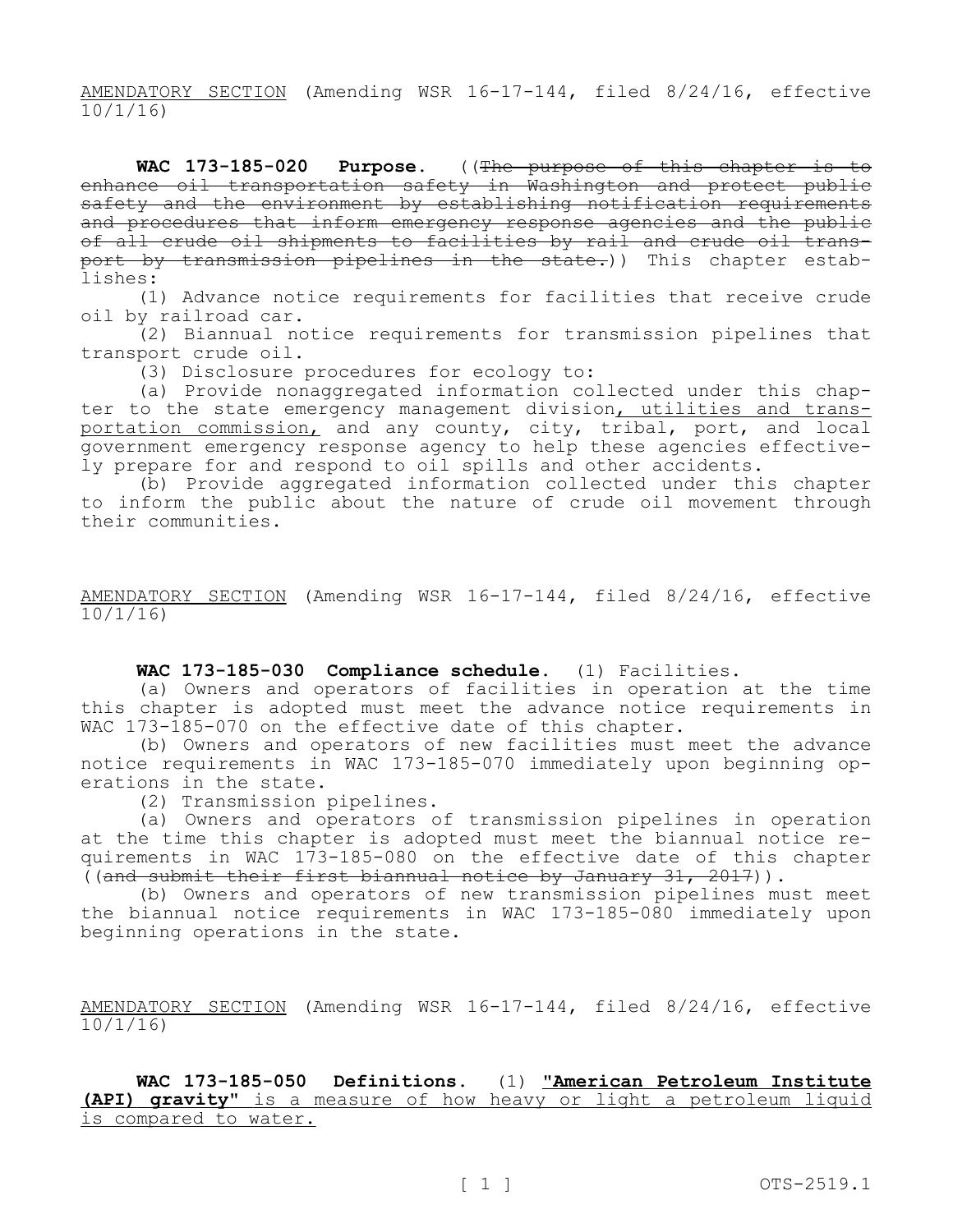AMENDATORY SECTION (Amending WSR 16-17-144, filed 8/24/16, effective 10/1/16)

**WAC 173-185-020 Purpose.** ((~~The purpose of this chapter is to enhance oil transportation safety in Washington and protect public safety and the environment by establishing notification requirements and procedures that inform emergency response agencies and the public of all crude oil shipments to facilities by rail and crude oil transport by transmission pipelines in the state.~~)) This chapter establishes:

(1) Advance notice requirements for facilities that receive crude oil by railroad car.

(2) Biannual notice requirements for transmission pipelines that transport crude oil.

(3) Disclosure procedures for ecology to:

(a) Provide nonaggregated information collected under this chapter to the state emergency management division, utilities and transportation commission, and any county, city, tribal, port, and local government emergency response agency to help these agencies effectively prepare for and respond to oil spills and other accidents.

(b) Provide aggregated information collected under this chapter to inform the public about the nature of crude oil movement through their communities.

AMENDATORY SECTION (Amending WSR 16-17-144, filed 8/24/16, effective 10/1/16)

**WAC 173-185-030 Compliance schedule.** (1) Facilities.

(a) Owners and operators of facilities in operation at the time this chapter is adopted must meet the advance notice requirements in WAC 173-185-070 on the effective date of this chapter.

(b) Owners and operators of new facilities must meet the advance notice requirements in WAC 173-185-070 immediately upon beginning operations in the state.

(2) Transmission pipelines.

(a) Owners and operators of transmission pipelines in operation at the time this chapter is adopted must meet the biannual notice requirements in WAC 173-185-080 on the effective date of this chapter ((~~and submit their first biannual notice by January 31, 2017~~)).

(b) Owners and operators of new transmission pipelines must meet the biannual notice requirements in WAC 173-185-080 immediately upon beginning operations in the state.

AMENDATORY SECTION (Amending WSR 16-17-144, filed 8/24/16, effective 10/1/16)

**WAC 173-185-050 Definitions.** (1) **"American Petroleum Institute (API) gravity"** is a measure of how heavy or light a petroleum liquid is compared to water.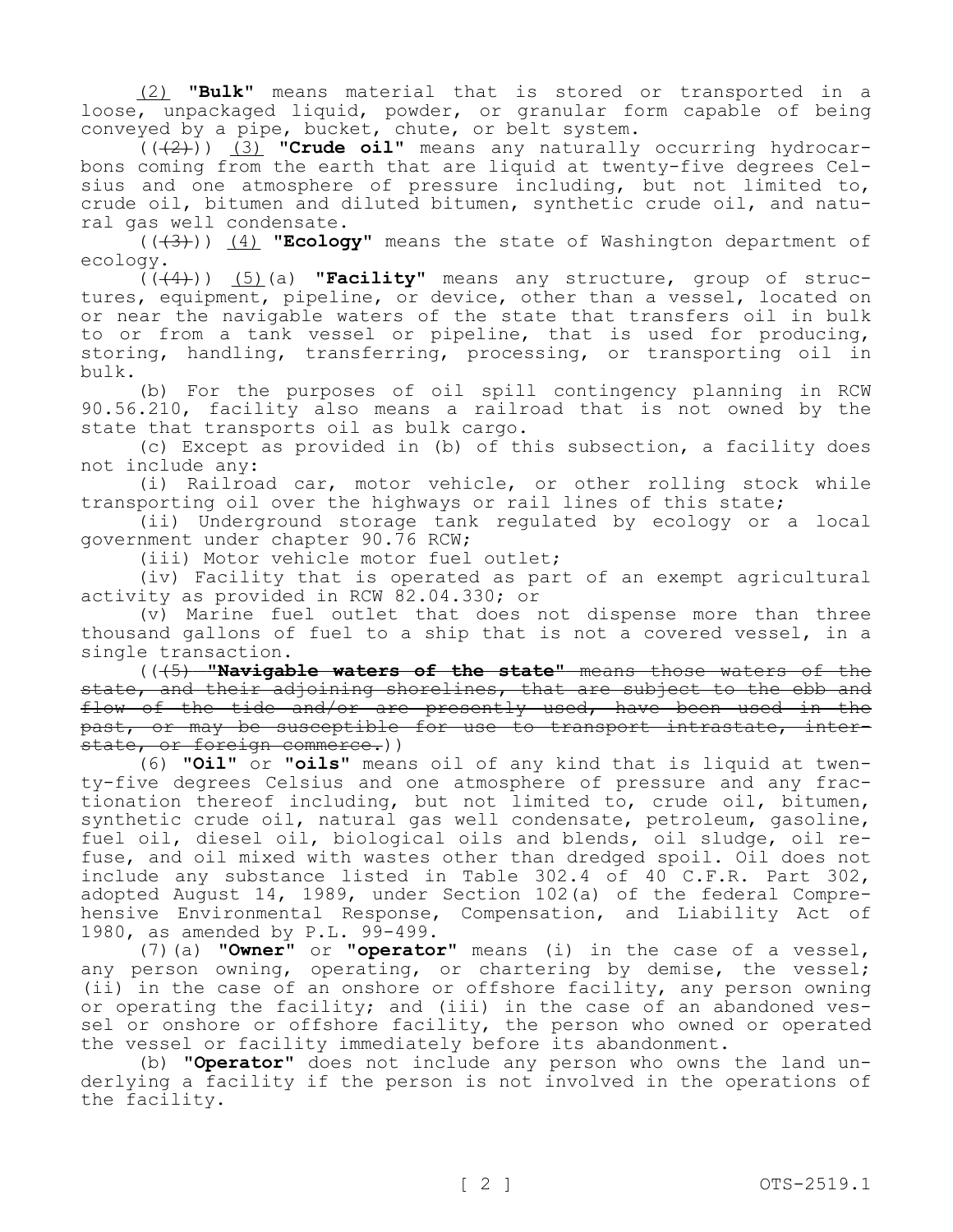(2) **"Bulk"** means material that is stored or transported in a loose, unpackaged liquid, powder, or granular form capable of being conveyed by a pipe, bucket, chute, or belt system.

(((2))) (3) **"Crude oil"** means any naturally occurring hydrocarbons coming from the earth that are liquid at twenty-five degrees Celsius and one atmosphere of pressure including, but not limited to, crude oil, bitumen and diluted bitumen, synthetic crude oil, and natural gas well condensate.

(((3))) (4) **"Ecology"** means the state of Washington department of ecology.

(((4))) (5)(a) **"Facility"** means any structure, group of structures, equipment, pipeline, or device, other than a vessel, located on or near the navigable waters of the state that transfers oil in bulk to or from a tank vessel or pipeline, that is used for producing, storing, handling, transferring, processing, or transporting oil in bulk.

(b) For the purposes of oil spill contingency planning in RCW 90.56.210, facility also means a railroad that is not owned by the state that transports oil as bulk cargo.

(c) Except as provided in (b) of this subsection, a facility does not include any:

(i) Railroad car, motor vehicle, or other rolling stock while transporting oil over the highways or rail lines of this state;

(ii) Underground storage tank regulated by ecology or a local government under chapter 90.76 RCW;

(iii) Motor vehicle motor fuel outlet;

(iv) Facility that is operated as part of an exempt agricultural activity as provided in RCW 82.04.330; or

(v) Marine fuel outlet that does not dispense more than three thousand gallons of fuel to a ship that is not a covered vessel, in a single transaction.

((~~(5) **"Navigable waters of the state"** means those waters of the state, and their adjoining shorelines, that are subject to the ebb and flow of the tide and/or are presently used, have been used in the past, or may be susceptible for use to transport intrastate, interstate, or foreign commerce.~~))

(6) **"Oil"** or **"oils"** means oil of any kind that is liquid at twenty-five degrees Celsius and one atmosphere of pressure and any fractionation thereof including, but not limited to, crude oil, bitumen, synthetic crude oil, natural gas well condensate, petroleum, gasoline, fuel oil, diesel oil, biological oils and blends, oil sludge, oil refuse, and oil mixed with wastes other than dredged spoil. Oil does not include any substance listed in Table 302.4 of 40 C.F.R. Part 302, adopted August 14, 1989, under Section 102(a) of the federal Comprehensive Environmental Response, Compensation, and Liability Act of 1980, as amended by P.L. 99-499.

(7)(a) **"Owner"** or **"operator"** means (i) in the case of a vessel, any person owning, operating, or chartering by demise, the vessel; (ii) in the case of an onshore or offshore facility, any person owning or operating the facility; and (iii) in the case of an abandoned vessel or onshore or offshore facility, the person who owned or operated the vessel or facility immediately before its abandonment.

(b) **"Operator"** does not include any person who owns the land underlying a facility if the person is not involved in the operations of the facility.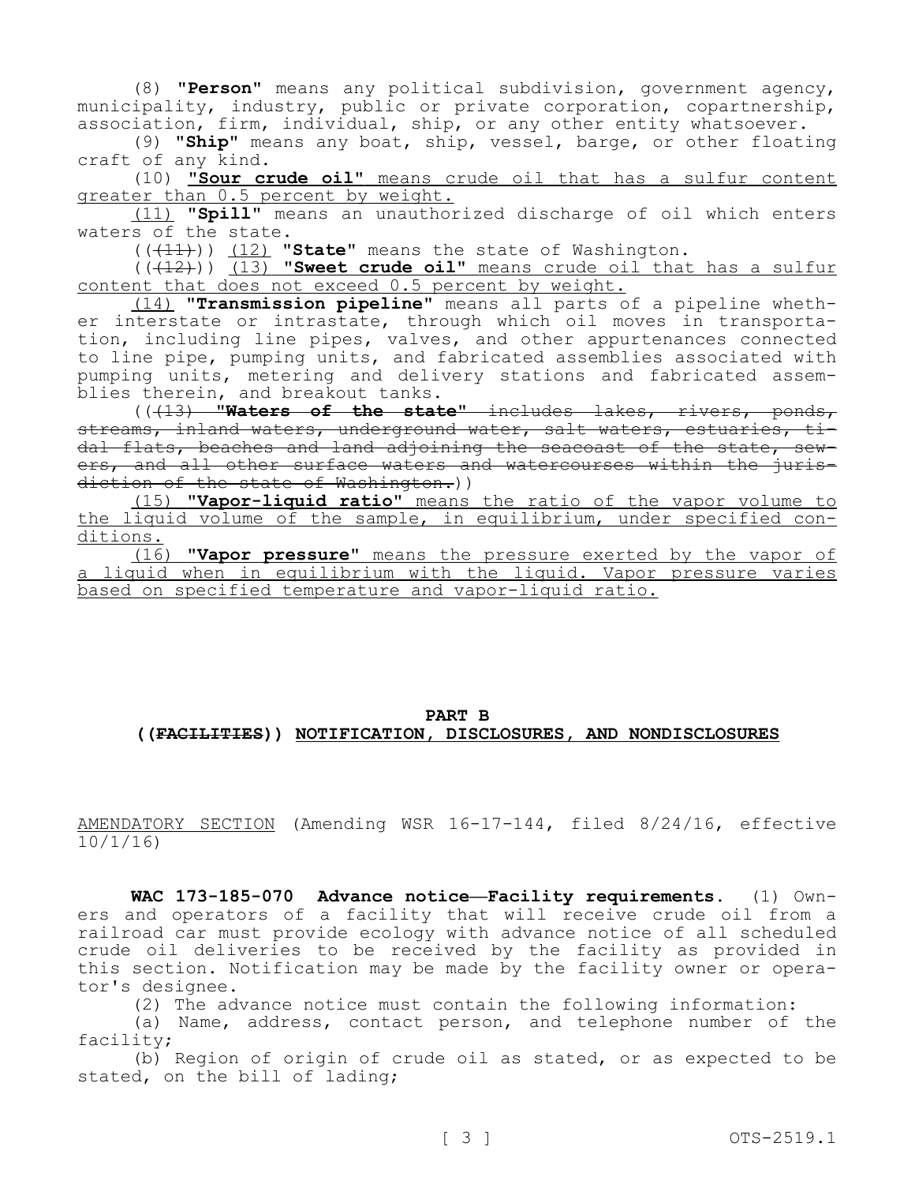(8) **"Person"** means any political subdivision, government agency, municipality, industry, public or private corporation, copartnership, association, firm, individual, ship, or any other entity whatsoever.

(9) **"Ship"** means any boat, ship, vessel, barge, or other floating craft of any kind.

(10) **"Sour crude oil"** means crude oil that has a sulfur content greater than 0.5 percent by weight.

(11) **"Spill"** means an unauthorized discharge of oil which enters waters of the state.

((~~(11)~~)) (12) **"State"** means the state of Washington.

((~~(12)~~)) (13) **"Sweet crude oil"** means crude oil that has a sulfur content that does not exceed 0.5 percent by weight.

(14) **"Transmission pipeline"** means all parts of a pipeline whether interstate or intrastate, through which oil moves in transportation, including line pipes, valves, and other appurtenances connected to line pipe, pumping units, and fabricated assemblies associated with pumping units, metering and delivery stations and fabricated assemblies therein, and breakout tanks.

((~~(13) **"Waters of the state"** includes lakes, rivers, ponds, streams, inland waters, underground water, salt waters, estuaries, tidal flats, beaches and land adjoining the seacoast of the state, sewers, and all other surface waters and watercourses within the jurisdiction of the state of Washington.~~))

(15) **"Vapor-liquid ratio"** means the ratio of the vapor volume to the liquid volume of the sample, in equilibrium, under specified conditions.

(16) **"Vapor pressure"** means the pressure exerted by the vapor of a liquid when in equilibrium with the liquid. Vapor pressure varies based on specified temperature and vapor-liquid ratio.

## PART B
## ((~~FACILITIES~~)) NOTIFICATION, DISCLOSURES, AND NONDISCLOSURES

AMENDATORY SECTION (Amending WSR 16-17-144, filed 8/24/16, effective 10/1/16)

**WAC 173-185-070 Advance notice—Facility requirements.** (1) Owners and operators of a facility that will receive crude oil from a railroad car must provide ecology with advance notice of all scheduled crude oil deliveries to be received by the facility as provided in this section. Notification may be made by the facility owner or operator's designee.

(2) The advance notice must contain the following information:

(a) Name, address, contact person, and telephone number of the facility;

(b) Region of origin of crude oil as stated, or as expected to be stated, on the bill of lading;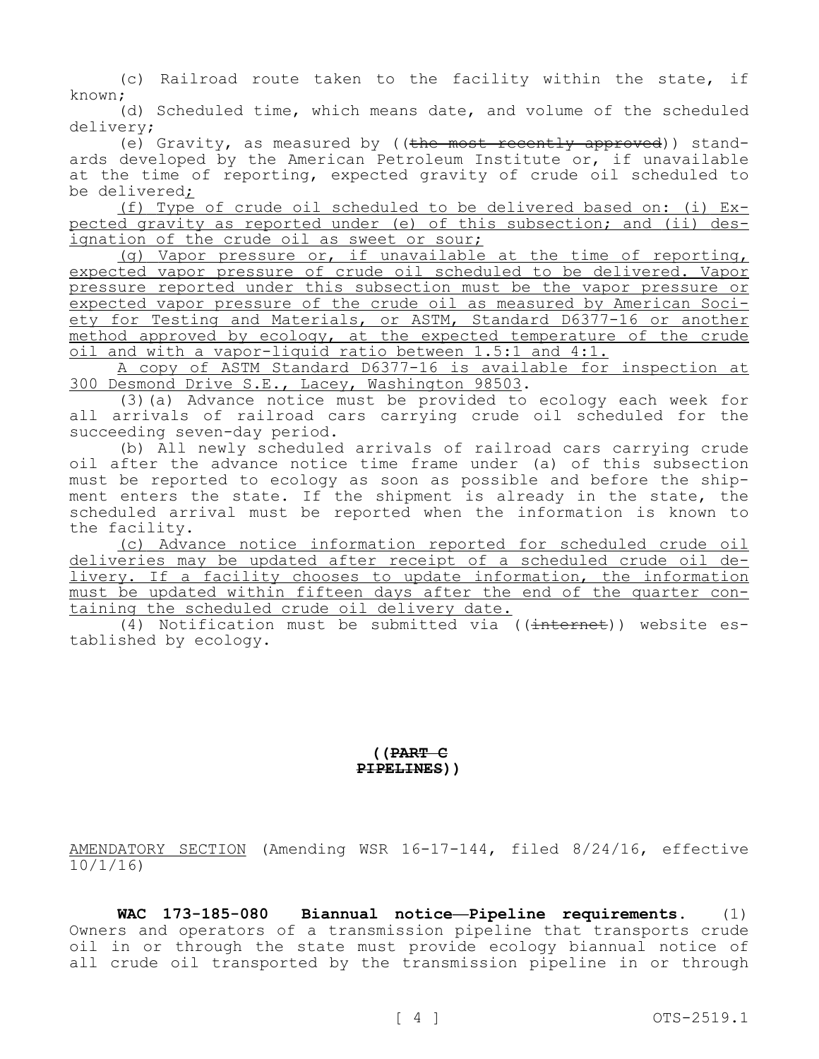(c) Railroad route taken to the facility within the state, if known;

(d) Scheduled time, which means date, and volume of the scheduled delivery;

(e) Gravity, as measured by ((~~the most recently approved~~)) standards developed by the American Petroleum Institute or, if unavailable at the time of reporting, expected gravity of crude oil scheduled to be delivered<u>;</u>

<u>(f) Type of crude oil scheduled to be delivered based on: (i) Expected gravity as reported under (e) of this subsection; and (ii) designation of the crude oil as sweet or sour;</u>

<u>(g) Vapor pressure or, if unavailable at the time of reporting, expected vapor pressure of crude oil scheduled to be delivered. Vapor pressure reported under this subsection must be the vapor pressure or expected vapor pressure of the crude oil as measured by American Society for Testing and Materials, or ASTM, Standard D6377-16 or another method approved by ecology, at the expected temperature of the crude oil and with a vapor-liquid ratio between 1.5:1 and 4:1.</u>

<u>A copy of ASTM Standard D6377-16 is available for inspection at 300 Desmond Drive S.E., Lacey, Washington 98503</u>.

(3)(a) Advance notice must be provided to ecology each week for all arrivals of railroad cars carrying crude oil scheduled for the succeeding seven-day period.

(b) All newly scheduled arrivals of railroad cars carrying crude oil after the advance notice time frame under (a) of this subsection must be reported to ecology as soon as possible and before the shipment enters the state. If the shipment is already in the state, the scheduled arrival must be reported when the information is known to the facility.

<u>(c) Advance notice information reported for scheduled crude oil deliveries may be updated after receipt of a scheduled crude oil delivery. If a facility chooses to update information, the information must be updated within fifteen days after the end of the quarter containing the scheduled crude oil delivery date.</u>

(4) Notification must be submitted via ((~~internet~~)) website established by ecology.

**((~~PART C~~**
**~~PIPELINES~~))**

<u>AMENDATORY SECTION</u> (Amending WSR 16-17-144, filed 8/24/16, effective 10/1/16)

**WAC 173-185-080 Biannual notice—Pipeline requirements.** (1) Owners and operators of a transmission pipeline that transports crude oil in or through the state must provide ecology biannual notice of all crude oil transported by the transmission pipeline in or through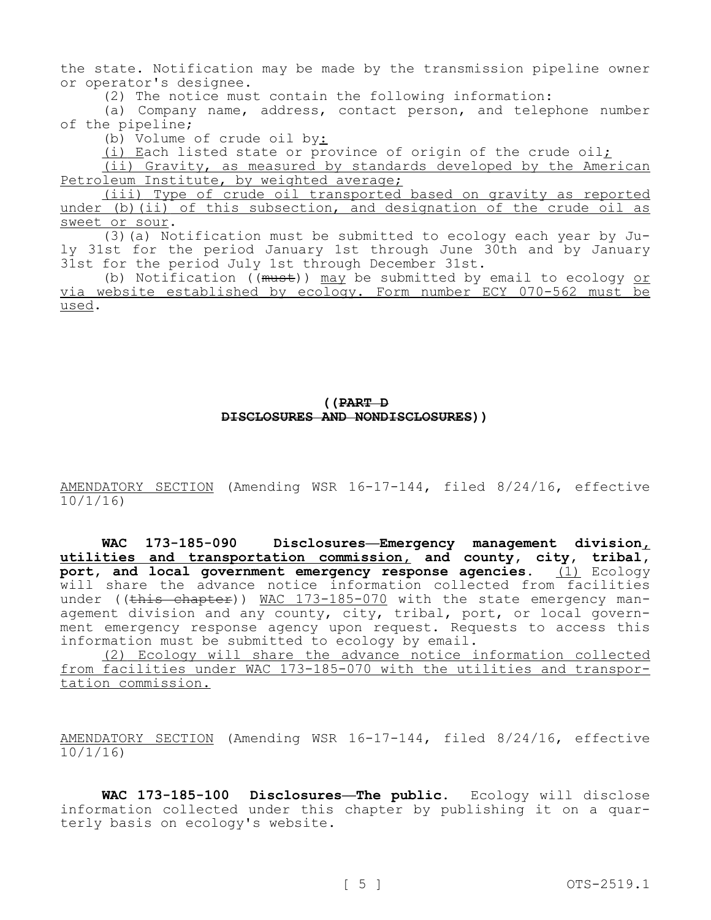the state. Notification may be made by the transmission pipeline owner or operator's designee.

(2) The notice must contain the following information:

(a) Company name, address, contact person, and telephone number of the pipeline;

(b) Volume of crude oil by:

(i) Each listed state or province of origin of the crude oil;

(ii) Gravity, as measured by standards developed by the American Petroleum Institute, by weighted average;

(iii) Type of crude oil transported based on gravity as reported under (b)(ii) of this subsection, and designation of the crude oil as sweet or sour.

(3)(a) Notification must be submitted to ecology each year by July 31st for the period January 1st through June 30th and by January 31st for the period July 1st through December 31st.

(b) Notification ((~~must~~)) may be submitted by email to ecology or via website established by ecology. Form number ECY 070-562 must be used.

**((~~PART D~~**
**~~DISCLOSURES AND NONDISCLOSURES~~))**

AMENDATORY SECTION (Amending WSR 16-17-144, filed 8/24/16, effective 10/1/16)

**WAC 173-185-090 Disclosures—Emergency management division, utilities and transportation commission, and county, city, tribal, port, and local government emergency response agencies.** (1) Ecology will share the advance notice information collected from facilities under ((~~this chapter~~)) WAC 173-185-070 with the state emergency management division and any county, city, tribal, port, or local government emergency response agency upon request. Requests to access this information must be submitted to ecology by email.

(2) Ecology will share the advance notice information collected from facilities under WAC 173-185-070 with the utilities and transportation commission.

AMENDATORY SECTION (Amending WSR 16-17-144, filed 8/24/16, effective 10/1/16)

**WAC 173-185-100 Disclosures—The public.** Ecology will disclose information collected under this chapter by publishing it on a quarterly basis on ecology's website.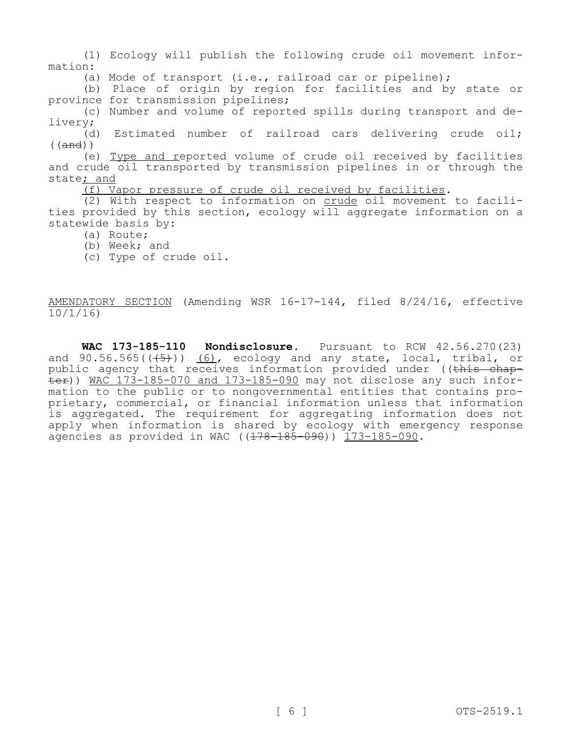(1) Ecology will publish the following crude oil movement information:

(a) Mode of transport (i.e., railroad car or pipeline);

(b) Place of origin by region for facilities and by state or province for transmission pipelines;

(c) Number and volume of reported spills during transport and delivery;

(d) Estimated number of railroad cars delivering crude oil; ((~~and~~))

(e) Type and reported volume of crude oil received by facilities and crude oil transported by transmission pipelines in or through the state; and

(f) Vapor pressure of crude oil received by facilities.

(2) With respect to information on crude oil movement to facilities provided by this section, ecology will aggregate information on a statewide basis by:

(a) Route;

(b) Week; and

(c) Type of crude oil.

AMENDATORY SECTION (Amending WSR 16-17-144, filed 8/24/16, effective 10/1/16)

**WAC 173-185-110 Nondisclosure.** Pursuant to RCW 42.56.270(23) and 90.56.565((~~(5)~~)) (6), ecology and any state, local, tribal, or public agency that receives information provided under ((~~this chapter~~)) WAC 173-185-070 and 173-185-090 may not disclose any such information to the public or to nongovernmental entities that contains proprietary, commercial, or financial information unless that information is aggregated. The requirement for aggregating information does not apply when information is shared by ecology with emergency response agencies as provided in WAC ((~~178-185-090~~)) 173-185-090.